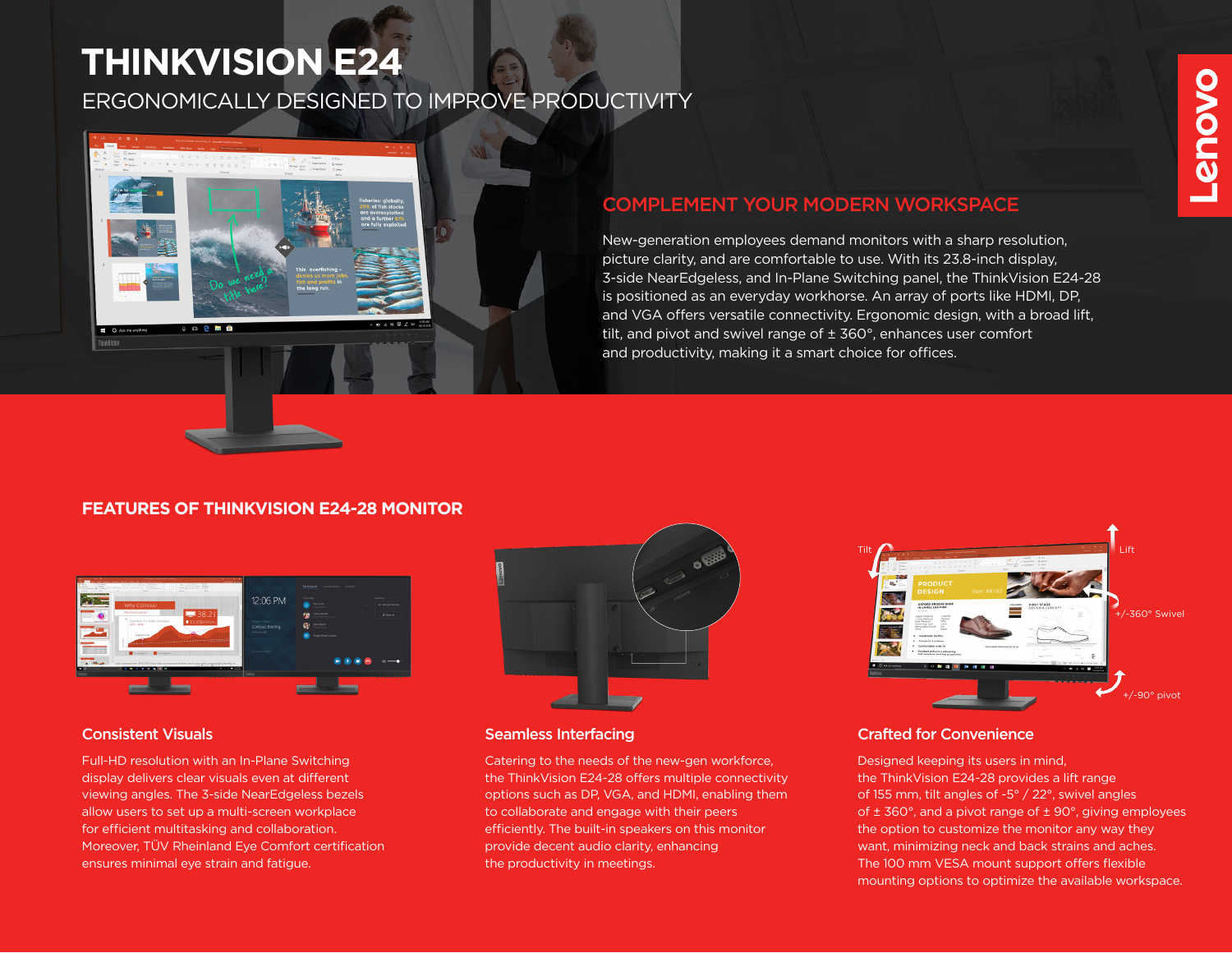# THINKVISION E24

ERGONOMICALLY DESIGNED TO IMPROVE PRODUCTIVITY

## COMPLEMENT YOUR MODERN WORKSPACE

New-generation employees demand monitors with a sharp resolution, picture clarity, and are comfortable to use. With its 23.8-inch display, 3-side NearEdgeless, and In-Plane Switching panel, the ThinkVision E24-28 is positioned as an everyday workhorse. An array of ports like HDMI, DP, and VGA offers versatile connectivity. Ergonomic design, with a broad lift, tilt, and pivot and swivel range of ± 360°, enhances user comfort and productivity, making it a smart choice for offices.

## FEATURES OF THINKVISION E24-28 MONITOR

### Consistent Visuals

Full-HD resolution with an In-Plane Switching display delivers clear visuals even at different viewing angles. The 3-side NearEdgeless bezels allow users to set up a multi-screen workplace for efficient multitasking and collaboration. Moreover, TÜV Rheinland Eye Comfort certification ensures minimal eye strain and fatigue.

### Seamless Interfacing

Catering to the needs of the new-gen workforce, the ThinkVision E24-28 offers multiple connectivity options such as DP, VGA, and HDMI, enabling them to collaborate and engage with their peers efficiently. The built-in speakers on this monitor provide decent audio clarity, enhancing the productivity in meetings.

### Crafted for Convenience

Designed keeping its users in mind, the ThinkVision E24-28 provides a lift range of 155 mm, tilt angles of -5° / 22°, swivel angles of ± 360°, and a pivot range of ± 90°, giving employees the option to customize the monitor any way they want, minimizing neck and back strains and aches. The 100 mm VESA mount support offers flexible mounting options to optimize the available workspace.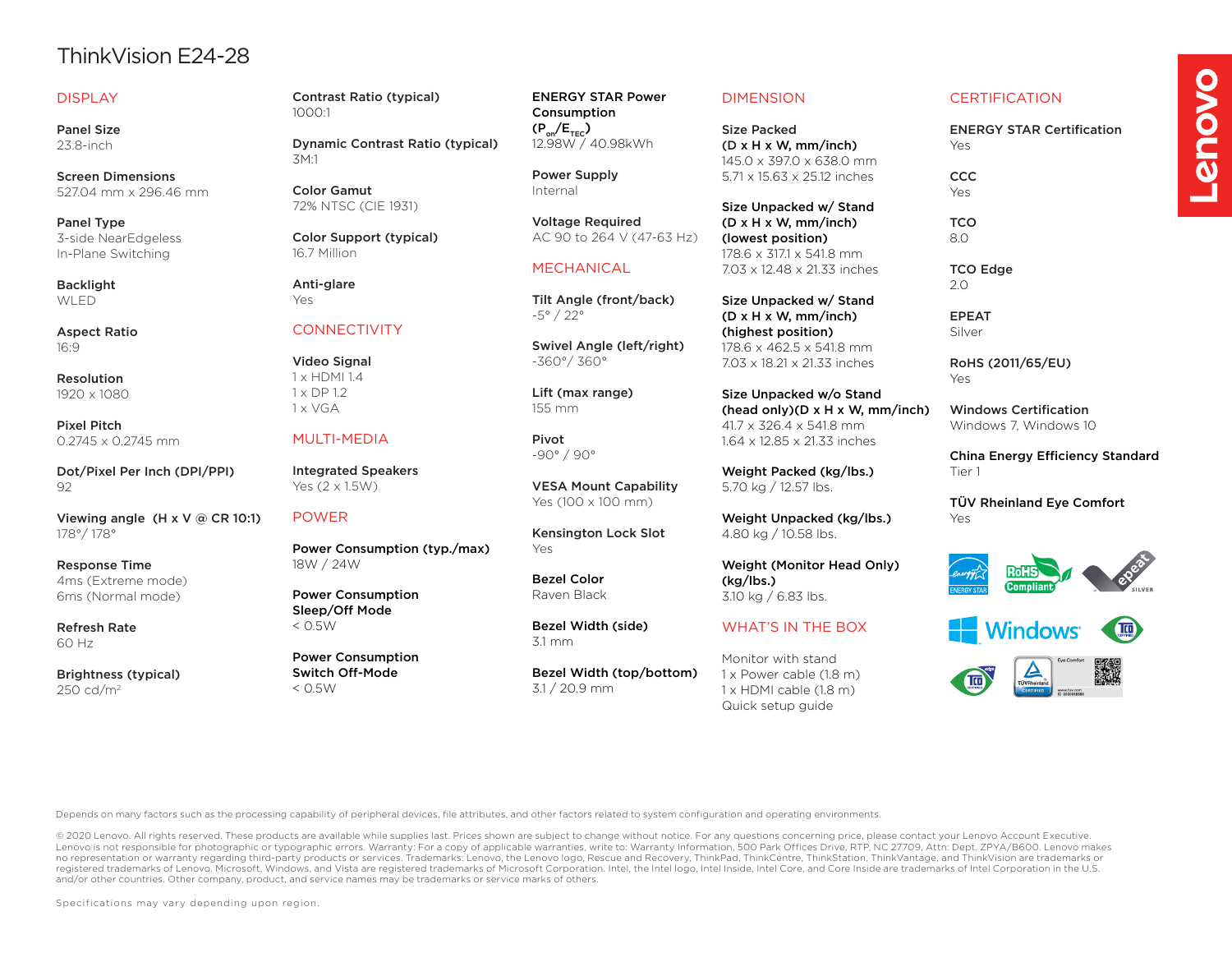# ThinkVision E24-28

## DISPLAY

**Panel Size**
23.8-inch

**Screen Dimensions**
527.04 mm x 296.46 mm

**Panel Type**
3-side NearEdgeless
In-Plane Switching

**Backlight**
WLED

**Aspect Ratio**
16:9

**Resolution**
1920 x 1080

**Pixel Pitch**
0.2745 x 0.2745 mm

**Dot/Pixel Per Inch (DPI/PPI)**
92

**Viewing angle (H x V @ CR 10:1)**
178°/ 178°

**Response Time**
4ms (Extreme mode)
6ms (Normal mode)

**Refresh Rate**
60 Hz

**Brightness (typical)**
250 cd/m²

**Contrast Ratio (typical)**
1000:1

**Dynamic Contrast Ratio (typical)**
3M:1

**Color Gamut**
72% NTSC (CIE 1931)

**Color Support (typical)**
16.7 Million

**Anti-glare**
Yes

## CONNECTIVITY

**Video Signal**
1 x HDMI 1.4
1 x DP 1.2
1 x VGA

## MULTI-MEDIA

**Integrated Speakers**
Yes (2 x 1.5W)

## POWER

**Power Consumption (typ./max)**
18W / 24W

**Power Consumption Sleep/Off Mode**
< 0.5W

**Power Consumption Switch Off-Mode**
< 0.5W

**ENERGY STAR Power Consumption ($P_{on}/E_{TEC}$)**
12.98W / 40.98kWh

**Power Supply**
Internal

**Voltage Required**
AC 90 to 264 V (47-63 Hz)

## MECHANICAL

**Tilt Angle (front/back)**
-5° / 22°

**Swivel Angle (left/right)**
-360°/ 360°

**Lift (max range)**
155 mm

**Pivot**
-90° / 90°

**VESA Mount Capability**
Yes (100 x 100 mm)

**Kensington Lock Slot**
Yes

**Bezel Color**
Raven Black

**Bezel Width (side)**
3.1 mm

**Bezel Width (top/bottom)**
3.1 / 20.9 mm

## DIMENSION

**Size Packed (D x H x W, mm/inch)**
145.0 x 397.0 x 638.0 mm
5.71 x 15.63 x 25.12 inches

**Size Unpacked w/ Stand (D x H x W, mm/inch) (lowest position)**
178.6 x 317.1 x 541.8 mm
7.03 x 12.48 x 21.33 inches

**Size Unpacked w/ Stand (D x H x W, mm/inch) (highest position)**
178.6 x 462.5 x 541.8 mm
7.03 x 18.21 x 21.33 inches

**Size Unpacked w/o Stand (head only)(D x H x W, mm/inch)**
41.7 x 326.4 x 541.8 mm
1.64 x 12.85 x 21.33 inches

**Weight Packed (kg/lbs.)**
5.70 kg / 12.57 lbs.

**Weight Unpacked (kg/lbs.)**
4.80 kg / 10.58 lbs.

**Weight (Monitor Head Only) (kg/lbs.)**
3.10 kg / 6.83 lbs.

## WHAT'S IN THE BOX

Monitor with stand
1 x Power cable (1.8 m)
1 x HDMI cable (1.8 m)
Quick setup guide

## CERTIFICATION

**ENERGY STAR Certification**
Yes

**CCC**
Yes

**TCO**
8.0

**TCO Edge**
2.0

**EPEAT**
Silver

**RoHS (2011/65/EU)**
Yes

**Windows Certification**
Windows 7, Windows 10

**China Energy Efficiency Standard**
Tier 1

**TÜV Rheinland Eye Comfort**
Yes

Depends on many factors such as the processing capability of peripheral devices, file attributes, and other factors related to system configuration and operating environments.

© 2020 Lenovo. All rights reserved. These products are available while supplies last. Prices shown are subject to change without notice. For any questions concerning price, please contact your Lenovo Account Executive. Lenovo is not responsible for photographic or typographic errors. Warranty: For a copy of applicable warranties, write to: Warranty Information, 500 Park Offices Drive, RTP, NC 27709, Attn: Dept. ZPYA/B600. Lenovo makes no representation or warranty regarding third-party products or services. Trademarks: Lenovo, the Lenovo logo, Rescue and Recovery, ThinkPad, ThinkCentre, ThinkStation, ThinkVantage, and ThinkVision are trademarks or registered trademarks of Lenovo. Microsoft, Windows, and Vista are registered trademarks of Microsoft Corporation. Intel, the Intel logo, Intel Inside, Intel Core, and Core Inside are trademarks of Intel Corporation in the U.S. and/or other countries. Other company, product, and service names may be trademarks or service marks of others.

Specifications may vary depending upon region.